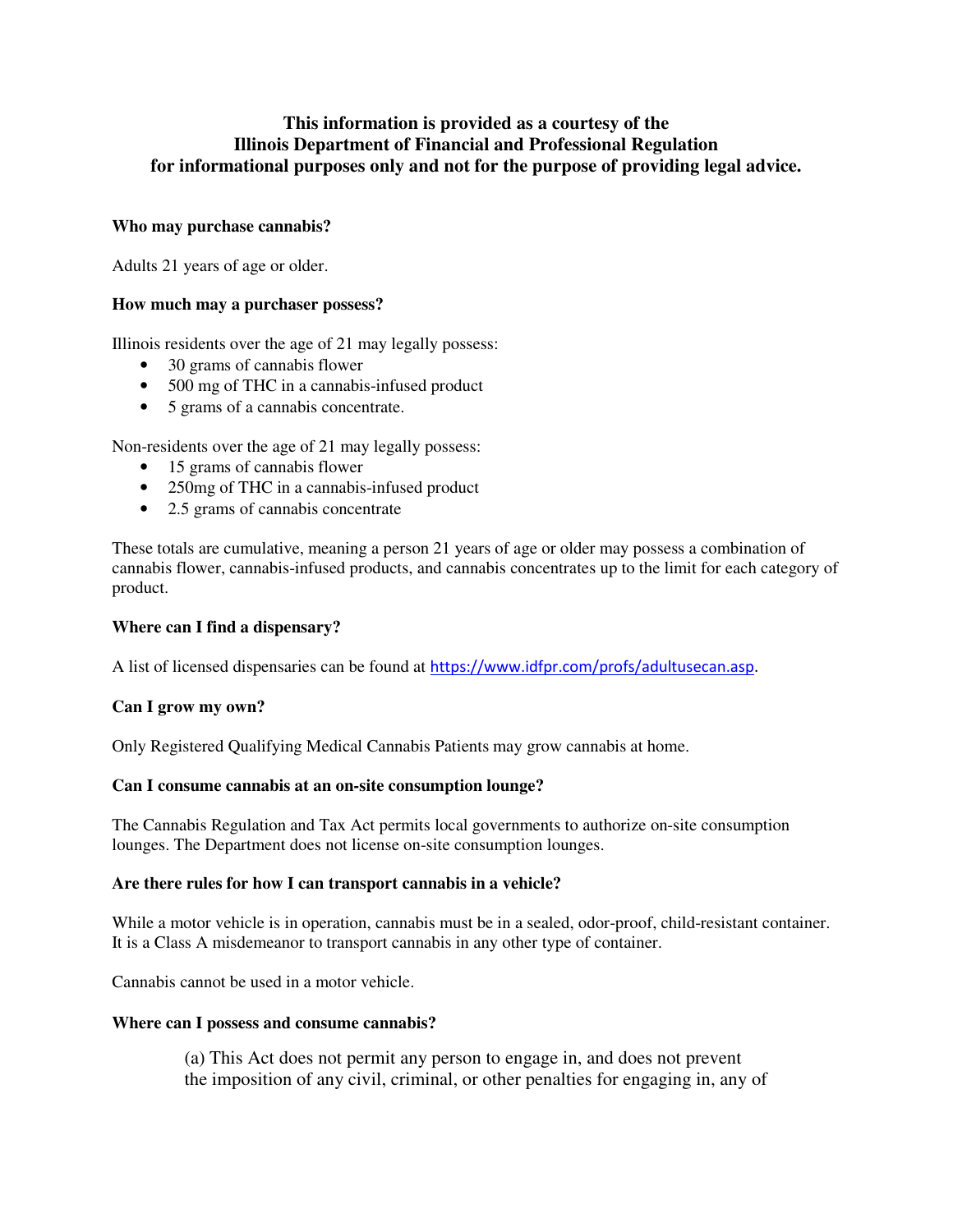**This information is provided as a courtesy of the Illinois Department of Financial and Professional Regulation for informational purposes only and not for the purpose of providing legal advice.**

### Who may purchase cannabis?

Adults 21 years of age or older.

### How much may a purchaser possess?

Illinois residents over the age of 21 may legally possess:

- 30 grams of cannabis flower
- 500 mg of THC in a cannabis-infused product
- 5 grams of a cannabis concentrate.

Non-residents over the age of 21 may legally possess:

- 15 grams of cannabis flower
- 250mg of THC in a cannabis-infused product
- 2.5 grams of cannabis concentrate

These totals are cumulative, meaning a person 21 years of age or older may possess a combination of cannabis flower, cannabis-infused products, and cannabis concentrates up to the limit for each category of product.

### Where can I find a dispensary?

A list of licensed dispensaries can be found at https://www.idfpr.com/profs/adultusecan.asp.

### Can I grow my own?

Only Registered Qualifying Medical Cannabis Patients may grow cannabis at home.

### Can I consume cannabis at an on-site consumption lounge?

The Cannabis Regulation and Tax Act permits local governments to authorize on-site consumption lounges. The Department does not license on-site consumption lounges.

### Are there rules for how I can transport cannabis in a vehicle?

While a motor vehicle is in operation, cannabis must be in a sealed, odor-proof, child-resistant container. It is a Class A misdemeanor to transport cannabis in any other type of container.

Cannabis cannot be used in a motor vehicle.

### Where can I possess and consume cannabis?

> (a) This Act does not permit any person to engage in, and does not prevent the imposition of any civil, criminal, or other penalties for engaging in, any of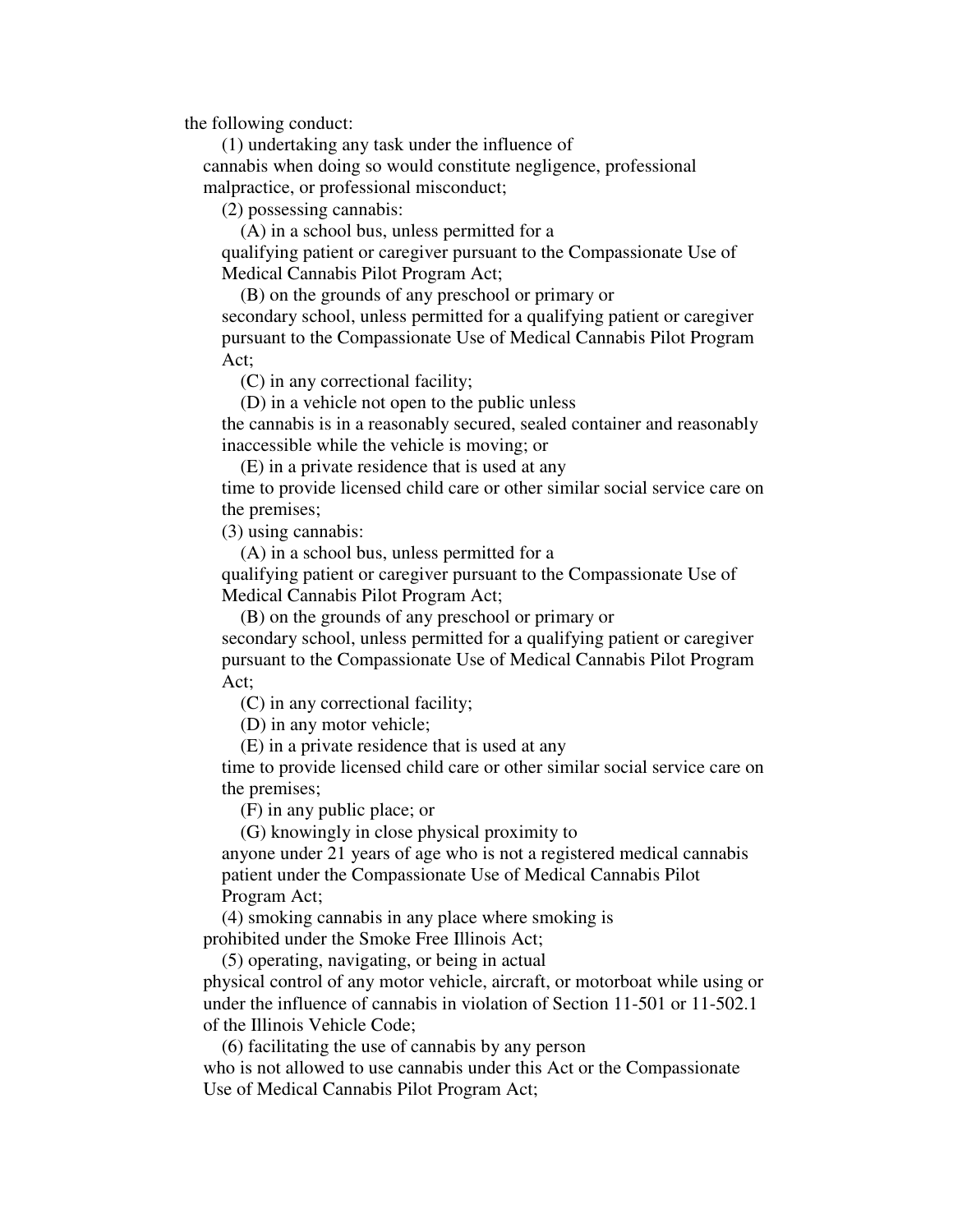the following conduct:

(1) undertaking any task under the influence of cannabis when doing so would constitute negligence, professional malpractice, or professional misconduct;

(2) possessing cannabis:

(A) in a school bus, unless permitted for a qualifying patient or caregiver pursuant to the Compassionate Use of Medical Cannabis Pilot Program Act;

(B) on the grounds of any preschool or primary or secondary school, unless permitted for a qualifying patient or caregiver pursuant to the Compassionate Use of Medical Cannabis Pilot Program Act;

(C) in any correctional facility;

(D) in a vehicle not open to the public unless the cannabis is in a reasonably secured, sealed container and reasonably inaccessible while the vehicle is moving; or

(E) in a private residence that is used at any time to provide licensed child care or other similar social service care on the premises;

(3) using cannabis:

(A) in a school bus, unless permitted for a qualifying patient or caregiver pursuant to the Compassionate Use of Medical Cannabis Pilot Program Act;

(B) on the grounds of any preschool or primary or secondary school, unless permitted for a qualifying patient or caregiver pursuant to the Compassionate Use of Medical Cannabis Pilot Program Act;

(C) in any correctional facility;

(D) in any motor vehicle;

(E) in a private residence that is used at any time to provide licensed child care or other similar social service care on the premises;

(F) in any public place; or

(G) knowingly in close physical proximity to anyone under 21 years of age who is not a registered medical cannabis patient under the Compassionate Use of Medical Cannabis Pilot Program Act;

(4) smoking cannabis in any place where smoking is prohibited under the Smoke Free Illinois Act;

(5) operating, navigating, or being in actual physical control of any motor vehicle, aircraft, or motorboat while using or under the influence of cannabis in violation of Section 11-501 or 11-502.1 of the Illinois Vehicle Code;

(6) facilitating the use of cannabis by any person who is not allowed to use cannabis under this Act or the Compassionate Use of Medical Cannabis Pilot Program Act;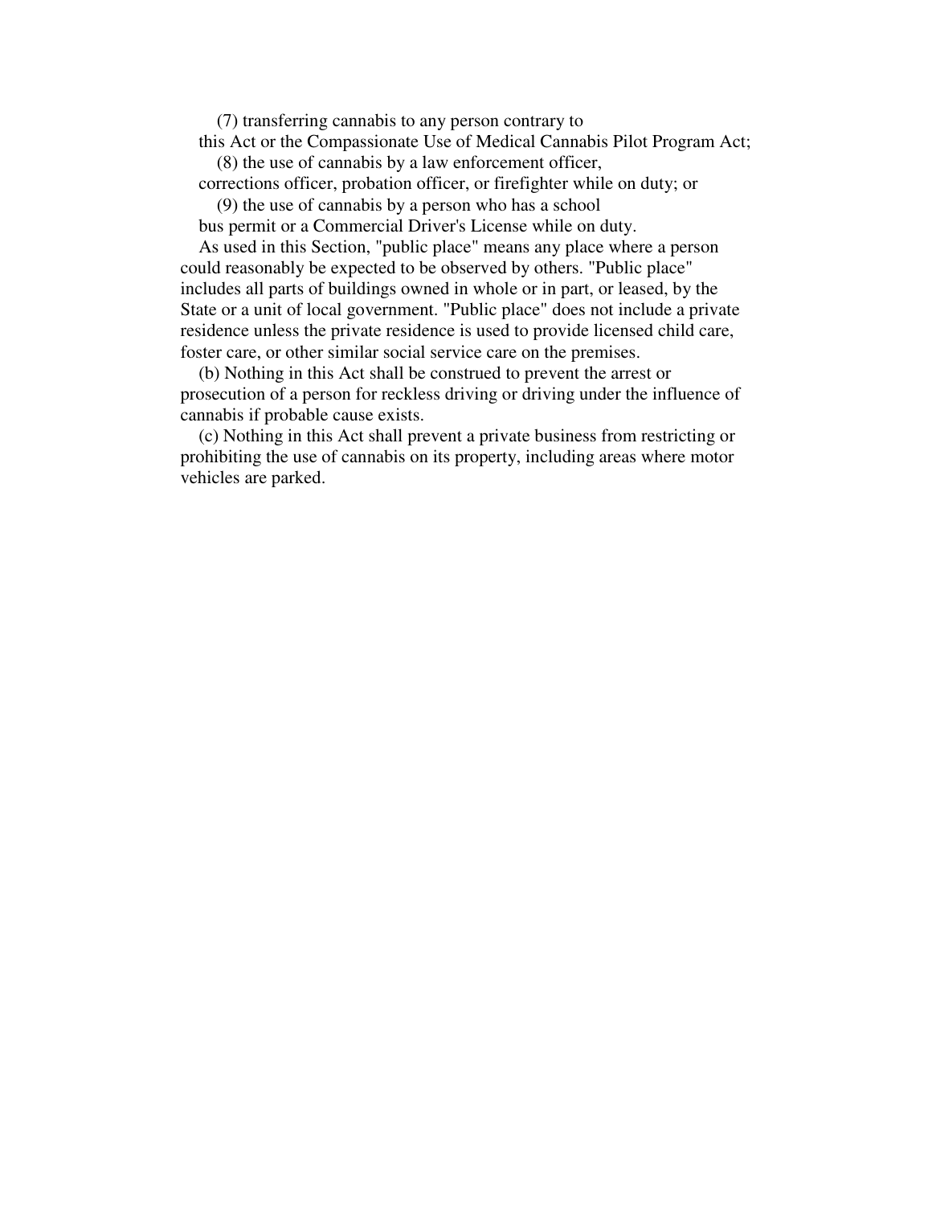(7) transferring cannabis to any person contrary to this Act or the Compassionate Use of Medical Cannabis Pilot Program Act;

(8) the use of cannabis by a law enforcement officer, corrections officer, probation officer, or firefighter while on duty; or

(9) the use of cannabis by a person who has a school bus permit or a Commercial Driver's License while on duty.

As used in this Section, "public place" means any place where a person could reasonably be expected to be observed by others. "Public place" includes all parts of buildings owned in whole or in part, or leased, by the State or a unit of local government. "Public place" does not include a private residence unless the private residence is used to provide licensed child care, foster care, or other similar social service care on the premises.

(b) Nothing in this Act shall be construed to prevent the arrest or prosecution of a person for reckless driving or driving under the influence of cannabis if probable cause exists.

(c) Nothing in this Act shall prevent a private business from restricting or prohibiting the use of cannabis on its property, including areas where motor vehicles are parked.